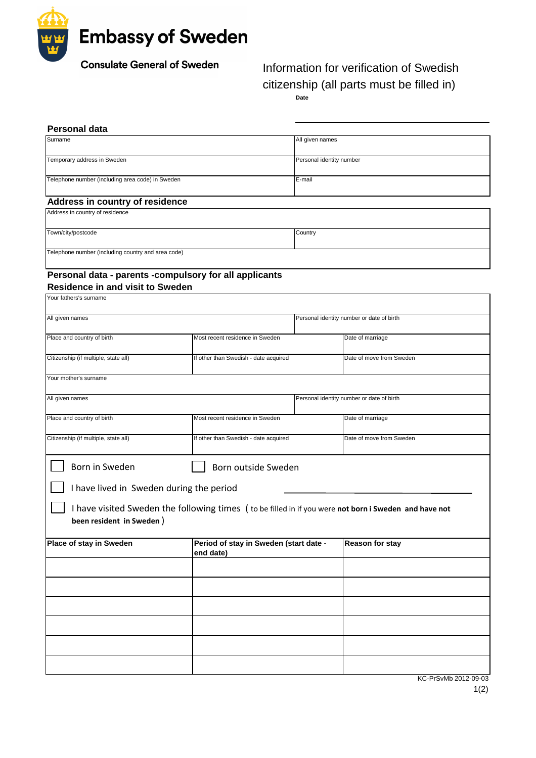# Embassy of Sweden

**Consulate General of Sweden**

Information for verification of Swedish citizenship (all parts must be filled in)

**Date**

## Personal data

| | |
|---|---|
| Surname | All given names |
| Temporary address in Sweden | Personal identity number |
| Telephone number (including area code) in Sweden | E-mail |

## Address in country of residence

| | |
|---|---|
| Address in country of residence | |
| Town/city/postcode | Country |
| Telephone number (including country and area code) | |

## Personal data - parents -compulsory for all applicants

## Residence in and visit to Sweden

| | | |
|---|---|---|
| Your fathers's surname | | |
| All given names | | Personal identity number or date of birth |
| Place and country of birth | Most recent residence in Sweden | Date of marriage |
| Citizenship (if multiple, state all) | If other than Swedish - date acquired | Date of move from Sweden |
| Your mother's surname | | |
| All given names | | Personal identity number or date of birth |
| Place and country of birth | Most recent residence in Sweden | Date of marriage |
| Citizenship (if multiple, state all) | If other than Swedish - date acquired | Date of move from Sweden |

☐ Born in Sweden ☐ Born outside Sweden

☐ I have lived in Sweden during the period ______________________

☐ I have visited Sweden the following times ( to be filled in if you were **not born i Sweden and have not been resident in Sweden** )

| Place of stay in Sweden | Period of stay in Sweden (start date - end date) | Reason for stay |
|---|---|---|
| | | |
| | | |
| | | |
| | | |
| | | |
| | | |

KC-PrSvMb 2012-09-03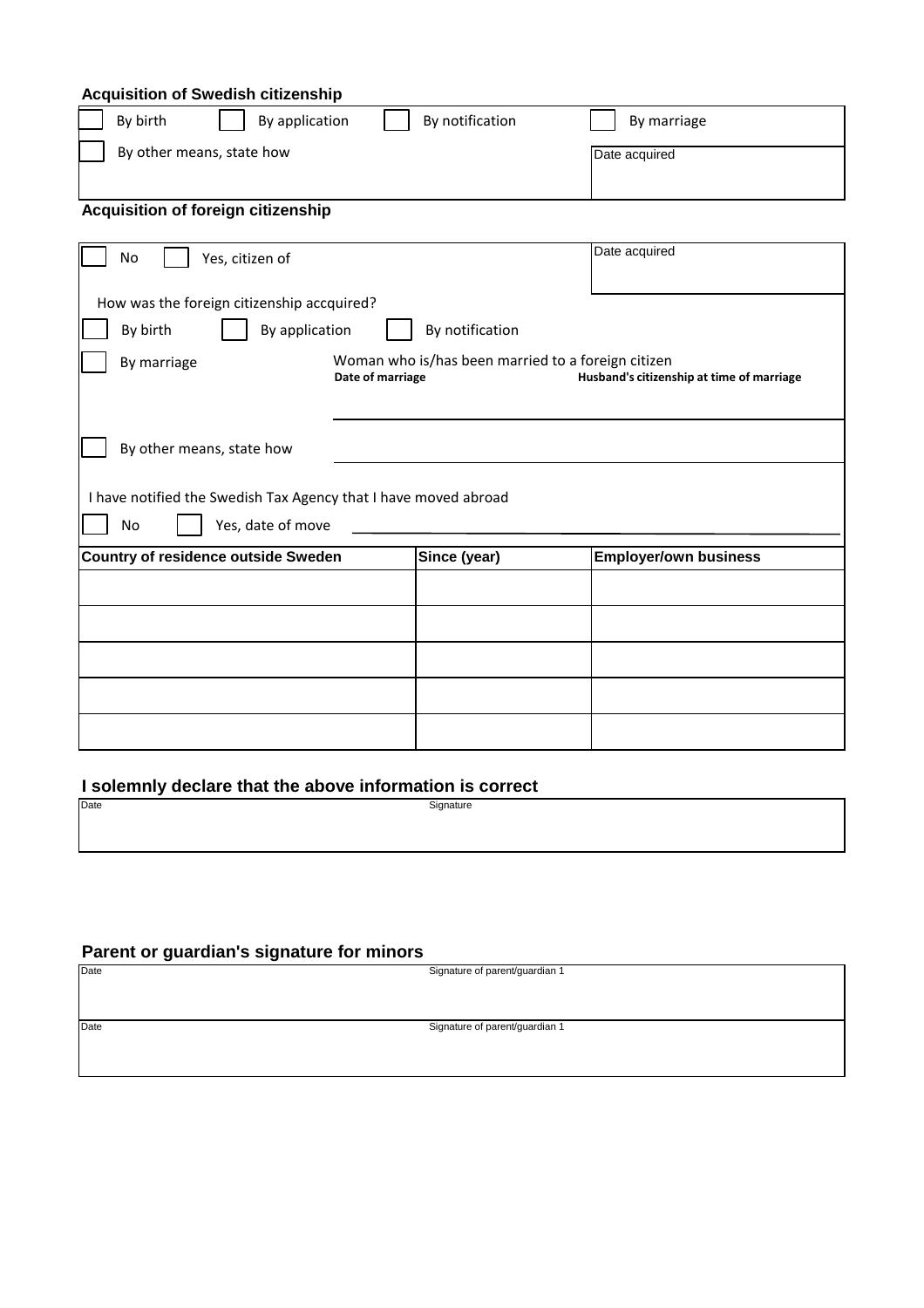### Acquisition of Swedish citizenship

☐ By birth ☐ By application ☐ By notification ☐ By marriage

☐ By other means, state how

Date acquired

### Acquisition of foreign citizenship

☐ No ☐ Yes, citizen of

Date acquired

How was the foreign citizenship accquired?

☐ By birth ☐ By application ☐ By notification

☐ By marriage

Woman who is/has been married to a foreign citizen

**Date of marriage** **Husband's citizenship at time of marriage**

☐ By other means, state how

I have notified the Swedish Tax Agency that I have moved abroad

☐ No ☐ Yes, date of move

| Country of residence outside Sweden | Since (year) | Employer/own business |
|---|---|---|
| | | |
| | | |
| | | |
| | | |
| | | |

### I solemnly declare that the above information is correct

| Date | Signature |
|---|---|
| | |

### Parent or guardian's signature for minors

| Date | Signature of parent/guardian 1 |
|---|---|
| | |
| Date | Signature of parent/guardian 1 |
| | |